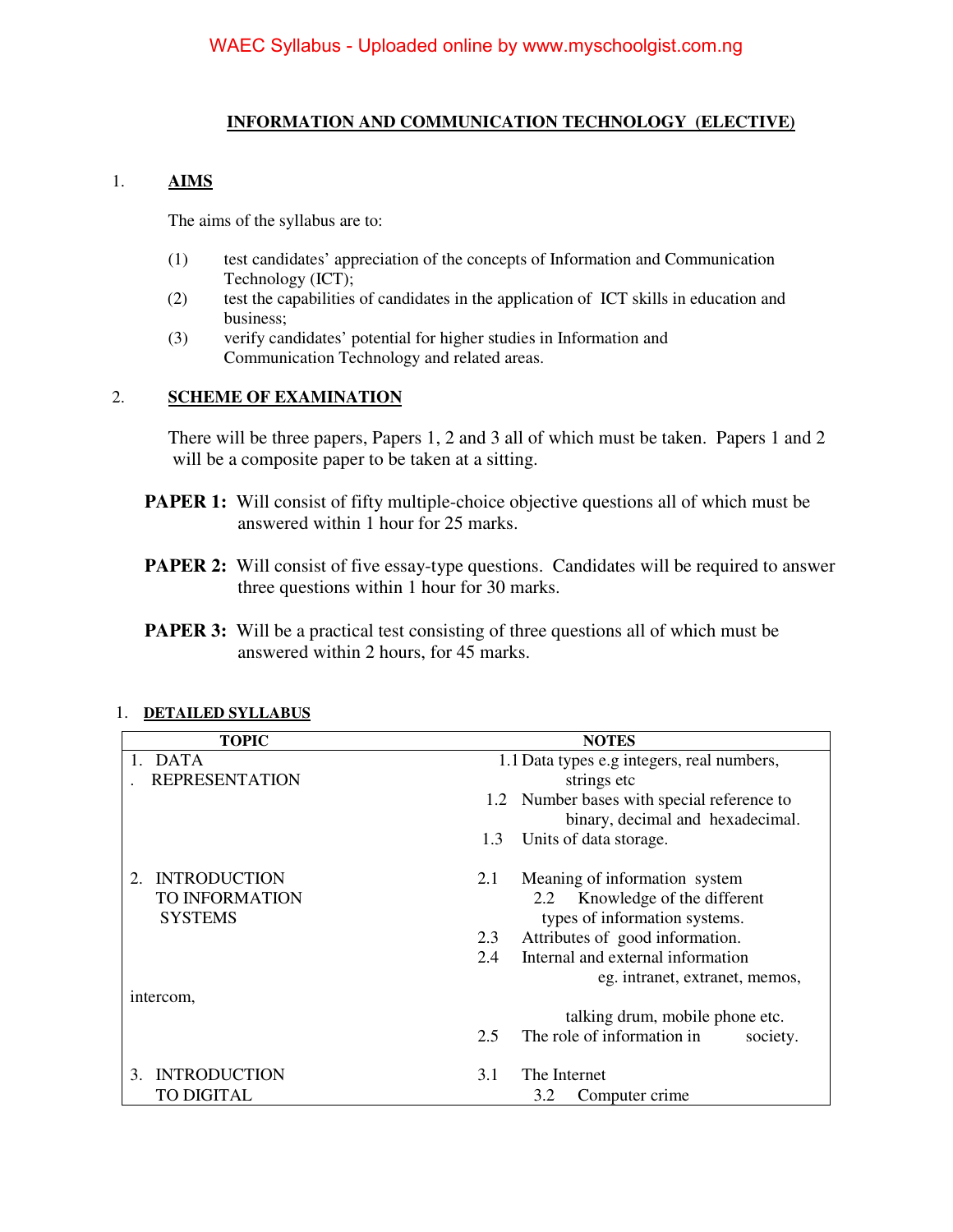## INFORMATION AND COMMUNICATION TECHNOLOGY (ELECTIVE)

### 1. AIMS

The aims of the syllabus are to:

(1) test candidates' appreciation of the concepts of Information and Communication Technology (ICT);

(2) test the capabilities of candidates in the application of ICT skills in education and business;

(3) verify candidates' potential for higher studies in Information and Communication Technology and related areas.

### 2. SCHEME OF EXAMINATION

There will be three papers, Papers 1, 2 and 3 all of which must be taken. Papers 1 and 2 will be a composite paper to be taken at a sitting.

**PAPER 1:** Will consist of fifty multiple-choice objective questions all of which must be answered within 1 hour for 25 marks.

**PAPER 2:** Will consist of five essay-type questions. Candidates will be required to answer three questions within 1 hour for 30 marks.

**PAPER 3:** Will be a practical test consisting of three questions all of which must be answered within 2 hours, for 45 marks.

### 1. DETAILED SYLLABUS

| TOPIC | NOTES |
|---|---|
| 1. DATA REPRESENTATION | 1.1 Data types e.g integers, real numbers, strings etc<br>1.2 Number bases with special reference to binary, decimal and hexadecimal.<br>1.3 Units of data storage. |
| 2. INTRODUCTION TO INFORMATION SYSTEMS | 2.1 Meaning of information system<br>2.2 Knowledge of the different types of information systems.<br>2.3 Attributes of good information.<br>2.4 Internal and external information eg. intranet, extranet, memos, intercom, talking drum, mobile phone etc.<br>2.5 The role of information in society. |
| 3. INTRODUCTION TO DIGITAL | 3.1 The Internet<br>3.2 Computer crime |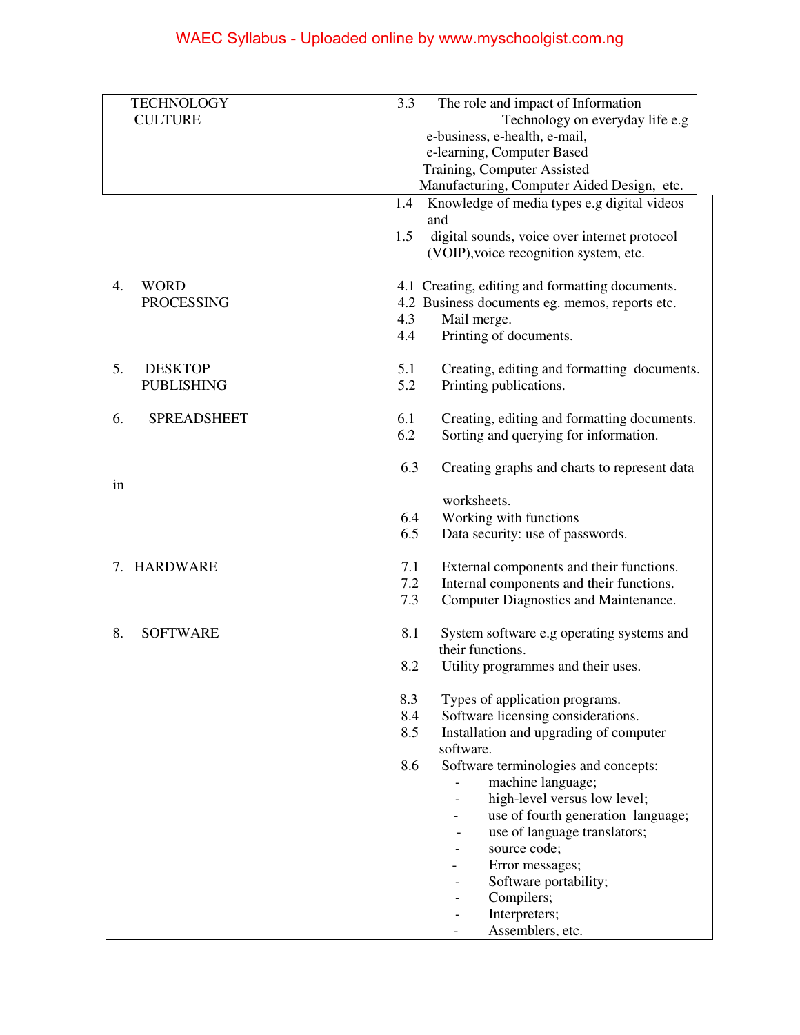| | |
|---|---|
| TECHNOLOGY CULTURE | 3.3 The role and impact of Information Technology on everyday life e.g e-business, e-health, e-mail, e-learning, Computer Based Training, Computer Assisted Manufacturing, Computer Aided Design, etc. |
| | 1.4 Knowledge of media types e.g digital videos and<br>1.5 digital sounds, voice over internet protocol (VOIP),voice recognition system, etc. |
| 4. WORD PROCESSING | 4.1 Creating, editing and formatting documents.<br>4.2 Business documents eg. memos, reports etc.<br>4.3 Mail merge.<br>4.4 Printing of documents. |
| 5. DESKTOP PUBLISHING | 5.1 Creating, editing and formatting documents.<br>5.2 Printing publications. |
| 6. SPREADSHEET | 6.1 Creating, editing and formatting documents.<br>6.2 Sorting and querying for information.<br>6.3 Creating graphs and charts to represent data in worksheets.<br>6.4 Working with functions<br>6.5 Data security: use of passwords. |
| 7. HARDWARE | 7.1 External components and their functions.<br>7.2 Internal components and their functions.<br>7.3 Computer Diagnostics and Maintenance. |
| 8. SOFTWARE | 8.1 System software e.g operating systems and their functions.<br>8.2 Utility programmes and their uses.<br>8.3 Types of application programs.<br>8.4 Software licensing considerations.<br>8.5 Installation and upgrading of computer software.<br>8.6 Software terminologies and concepts:<br>- machine language;<br>- high-level versus low level;<br>- use of fourth generation language;<br>- use of language translators;<br>- source code;<br>- Error messages;<br>- Software portability;<br>- Compilers;<br>- Interpreters;<br>- Assemblers, etc. |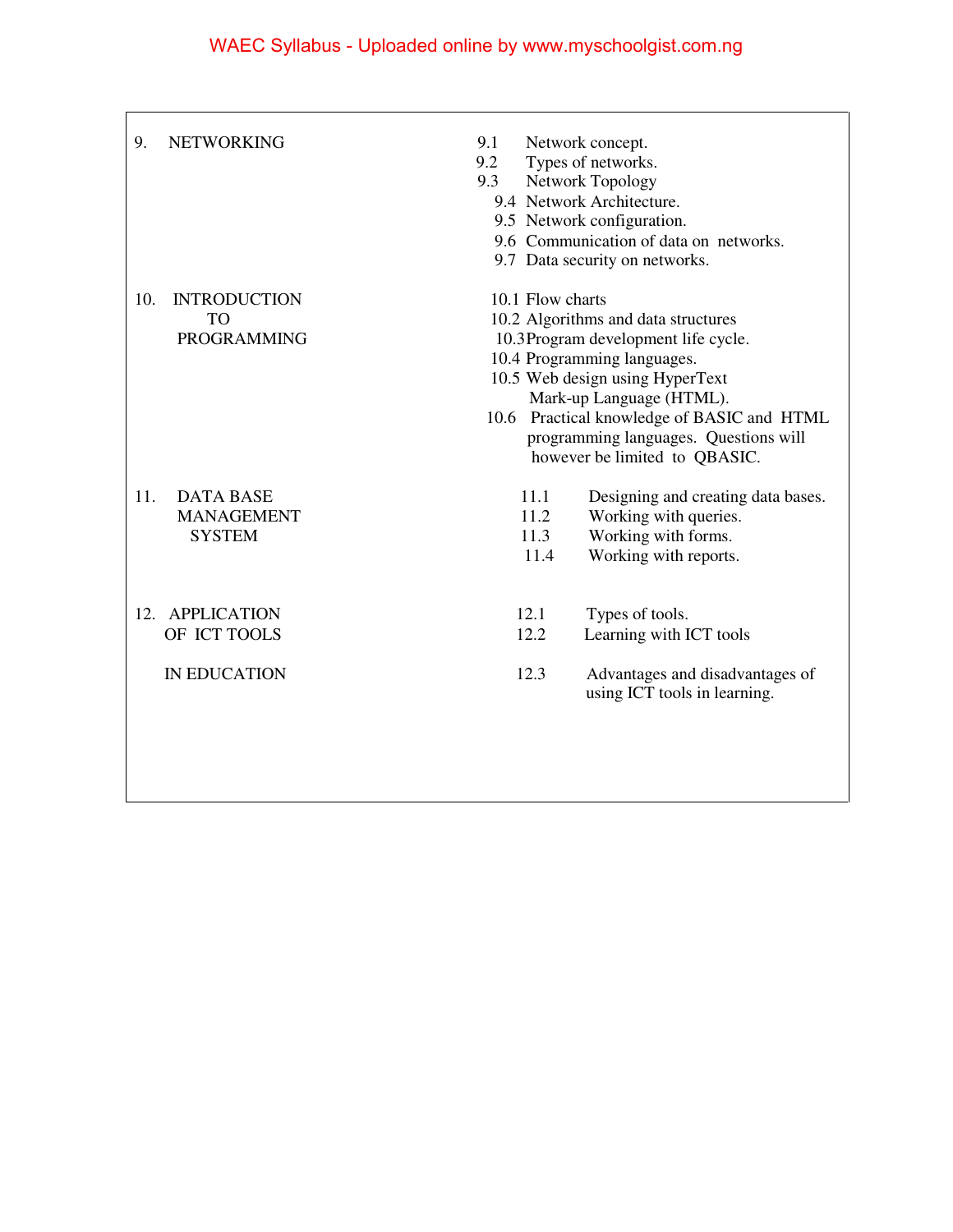| | |
|---|---|
| 9. NETWORKING | 9.1 Network concept.<br>9.2 Types of networks.<br>9.3 Network Topology<br>9.4 Network Architecture.<br>9.5 Network configuration.<br>9.6 Communication of data on networks.<br>9.7 Data security on networks. |
| 10. INTRODUCTION TO PROGRAMMING | 10.1 Flow charts<br>10.2 Algorithms and data structures<br>10.3 Program development life cycle.<br>10.4 Programming languages.<br>10.5 Web design using HyperText Mark-up Language (HTML).<br>10.6 Practical knowledge of BASIC and HTML programming languages. Questions will however be limited to QBASIC. |
| 11. DATA BASE MANAGEMENT SYSTEM | 11.1 Designing and creating data bases.<br>11.2 Working with queries.<br>11.3 Working with forms.<br>11.4 Working with reports. |
| 12. APPLICATION OF ICT TOOLS IN EDUCATION | 12.1 Types of tools.<br>12.2 Learning with ICT tools<br>12.3 Advantages and disadvantages of using ICT tools in learning. |